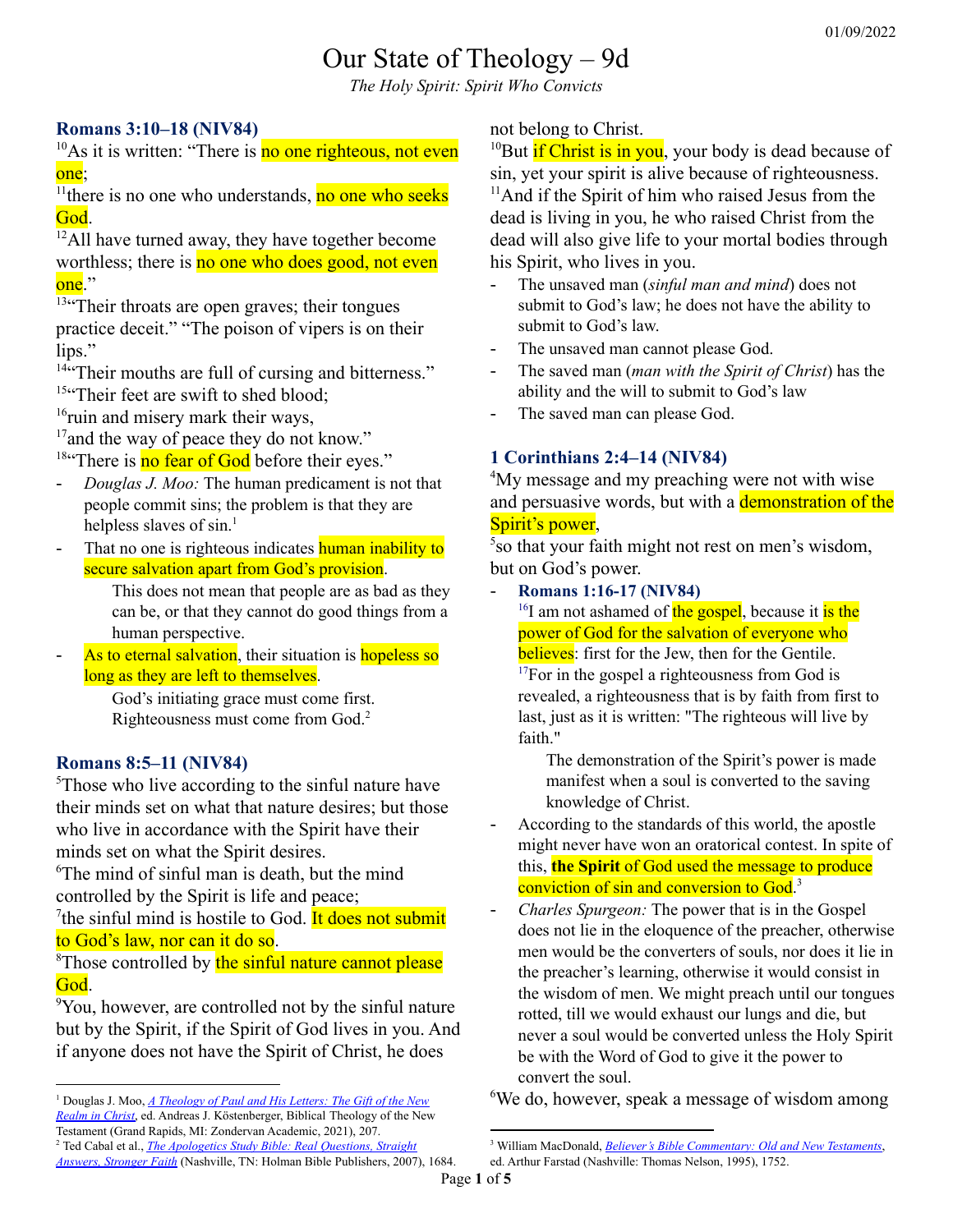# Our State of Theology – 9d

*The Holy Spirit: Spirit Who Convicts*

### Romans 3:10–18 (NIV84)

[10]As it is written: "There is no one righteous, not even one;

[11]there is no one who understands, no one who seeks God.

[12]All have turned away, they have together become worthless; there is no one who does good, not even one."

[13]"Their throats are open graves; their tongues practice deceit." "The poison of vipers is on their lips."

[14]"Their mouths are full of cursing and bitterness."

[15]"Their feet are swift to shed blood;

[16]ruin and misery mark their ways,

[17]and the way of peace they do not know."

[18]"There is no fear of God before their eyes."

- *Douglas J. Moo:* The human predicament is not that people commit sins; the problem is that they are helpless slaves of sin.[1]
- That no one is righteous indicates human inability to secure salvation apart from God's provision.

  This does not mean that people are as bad as they can be, or that they cannot do good things from a human perspective.
- As to eternal salvation, their situation is hopeless so long as they are left to themselves.

  God's initiating grace must come first. Righteousness must come from God.[2]

### Romans 8:5–11 (NIV84)

[5]Those who live according to the sinful nature have their minds set on what that nature desires; but those who live in accordance with the Spirit have their minds set on what the Spirit desires.

[6]The mind of sinful man is death, but the mind controlled by the Spirit is life and peace;

[7]the sinful mind is hostile to God. It does not submit to God's law, nor can it do so.

[8]Those controlled by the sinful nature cannot please God.

[9]You, however, are controlled not by the sinful nature but by the Spirit, if the Spirit of God lives in you. And if anyone does not have the Spirit of Christ, he does not belong to Christ.

[10]But if Christ is in you, your body is dead because of sin, yet your spirit is alive because of righteousness.

[11]And if the Spirit of him who raised Jesus from the dead is living in you, he who raised Christ from the dead will also give life to your mortal bodies through his Spirit, who lives in you.

- The unsaved man (*sinful man and mind*) does not submit to God's law; he does not have the ability to submit to God's law.
- The unsaved man cannot please God.
- The saved man (*man with the Spirit of Christ*) has the ability and the will to submit to God's law
- The saved man can please God.

### 1 Corinthians 2:4–14 (NIV84)

[4]My message and my preaching were not with wise and persuasive words, but with a demonstration of the Spirit's power,

[5]so that your faith might not rest on men's wisdom, but on God's power.

- **Romans 1:16-17 (NIV84)**

  [16]I am not ashamed of the gospel, because it is the power of God for the salvation of everyone who believes: first for the Jew, then for the Gentile.

  [17]For in the gospel a righteousness from God is revealed, a righteousness that is by faith from first to last, just as it is written: "The righteous will live by faith."

  The demonstration of the Spirit's power is made manifest when a soul is converted to the saving knowledge of Christ.
- According to the standards of this world, the apostle might never have won an oratorical contest. In spite of this, **the Spirit** of God used the message to produce conviction of sin and conversion to God.[3]
- *Charles Spurgeon:* The power that is in the Gospel does not lie in the eloquence of the preacher, otherwise men would be the converters of souls, nor does it lie in the preacher's learning, otherwise it would consist in the wisdom of men. We might preach until our tongues rotted, till we would exhaust our lungs and die, but never a soul would be converted unless the Holy Spirit be with the Word of God to give it the power to convert the soul.

[6]We do, however, speak a message of wisdom among

---

[1] Douglas J. Moo, *A Theology of Paul and His Letters: The Gift of the New Realm in Christ*, ed. Andreas J. Köstenberger, Biblical Theology of the New Testament (Grand Rapids, MI: Zondervan Academic, 2021), 207.

[2] Ted Cabal et al., *The Apologetics Study Bible: Real Questions, Straight Answers, Stronger Faith* (Nashville, TN: Holman Bible Publishers, 2007), 1684.

[3] William MacDonald, *Believer's Bible Commentary: Old and New Testaments*, ed. Arthur Farstad (Nashville: Thomas Nelson, 1995), 1752.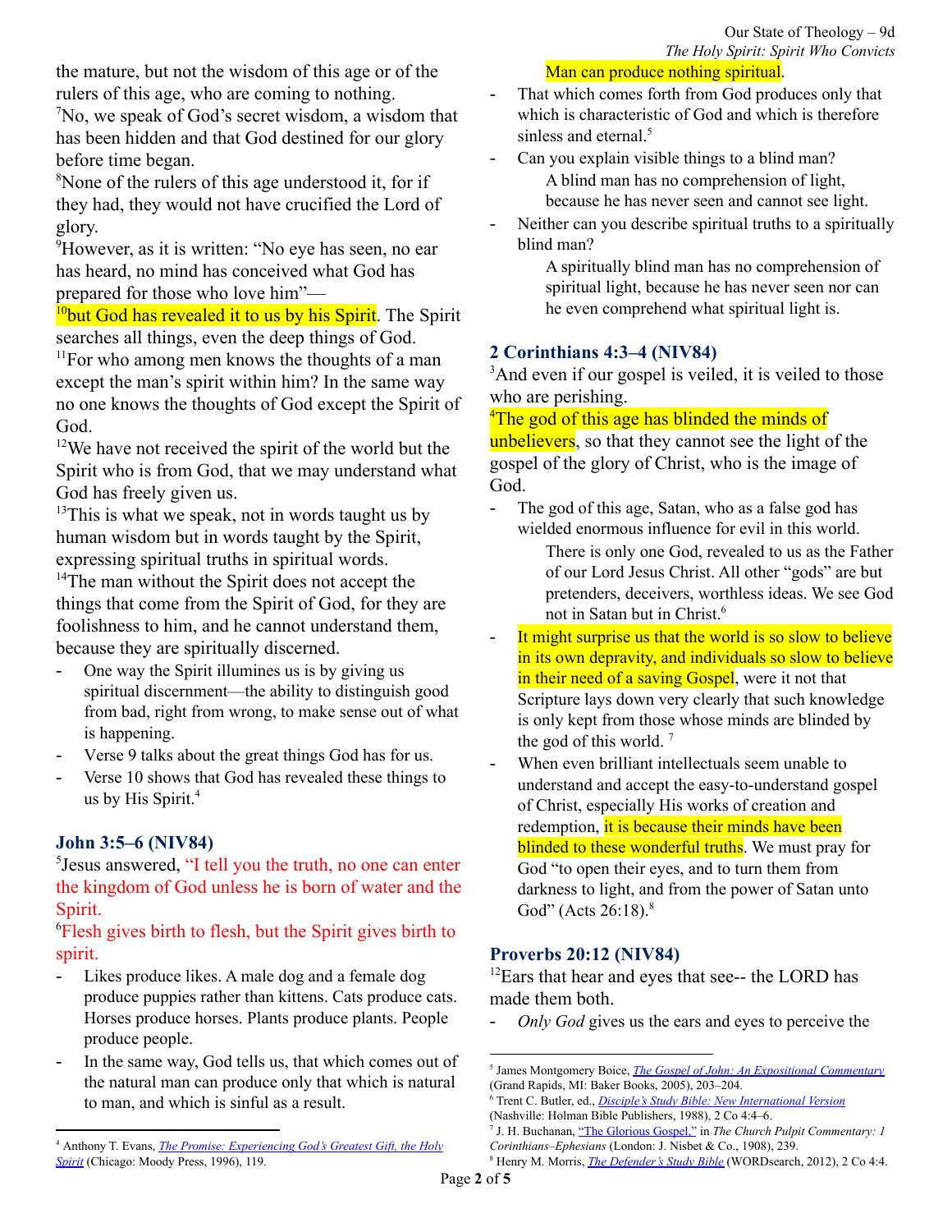the mature, but not the wisdom of this age or of the rulers of this age, who are coming to nothing.
[7]No, we speak of God's secret wisdom, a wisdom that has been hidden and that God destined for our glory before time began.
[8]None of the rulers of this age understood it, for if they had, they would not have crucified the Lord of glory.
[9]However, as it is written: "No eye has seen, no ear has heard, no mind has conceived what God has prepared for those who love him"—
[10]but God has revealed it to us by his Spirit. The Spirit searches all things, even the deep things of God.
[11]For who among men knows the thoughts of a man except the man's spirit within him? In the same way no one knows the thoughts of God except the Spirit of God.
[12]We have not received the spirit of the world but the Spirit who is from God, that we may understand what God has freely given us.
[13]This is what we speak, not in words taught us by human wisdom but in words taught by the Spirit, expressing spiritual truths in spiritual words.
[14]The man without the Spirit does not accept the things that come from the Spirit of God, for they are foolishness to him, and he cannot understand them, because they are spiritually discerned.

- One way the Spirit illumines us is by giving us spiritual discernment—the ability to distinguish good from bad, right from wrong, to make sense out of what is happening.
- Verse 9 talks about the great things God has for us.
- Verse 10 shows that God has revealed these things to us by His Spirit.[4]

## John 3:5–6 (NIV84)

[5]Jesus answered, "I tell you the truth, no one can enter the kingdom of God unless he is born of water and the Spirit.
[6]Flesh gives birth to flesh, but the Spirit gives birth to spirit.

- Likes produce likes. A male dog and a female dog produce puppies rather than kittens. Cats produce cats. Horses produce horses. Plants produce plants. People produce people.
- In the same way, God tells us, that which comes out of the natural man can produce only that which is natural to man, and which is sinful as a result.
  Man can produce nothing spiritual.
- That which comes forth from God produces only that which is characteristic of God and which is therefore sinless and eternal.[5]
- Can you explain visible things to a blind man?
  A blind man has no comprehension of light, because he has never seen and cannot see light.
- Neither can you describe spiritual truths to a spiritually blind man?
  A spiritually blind man has no comprehension of spiritual light, because he has never seen nor can he even comprehend what spiritual light is.

## 2 Corinthians 4:3–4 (NIV84)

[3]And even if our gospel is veiled, it is veiled to those who are perishing.
[4]The god of this age has blinded the minds of unbelievers, so that they cannot see the light of the gospel of the glory of Christ, who is the image of God.

- The god of this age, Satan, who as a false god has wielded enormous influence for evil in this world.
  There is only one God, revealed to us as the Father of our Lord Jesus Christ. All other "gods" are but pretenders, deceivers, worthless ideas. We see God not in Satan but in Christ.[6]
- It might surprise us that the world is so slow to believe in its own depravity, and individuals so slow to believe in their need of a saving Gospel, were it not that Scripture lays down very clearly that such knowledge is only kept from those whose minds are blinded by the god of this world.[7]
- When even brilliant intellectuals seem unable to understand and accept the easy-to-understand gospel of Christ, especially His works of creation and redemption, it is because their minds have been blinded to these wonderful truths. We must pray for God "to open their eyes, and to turn them from darkness to light, and from the power of Satan unto God" (Acts 26:18).[8]

## Proverbs 20:12 (NIV84)

[12]Ears that hear and eyes that see-- the LORD has made them both.

- *Only God* gives us the ears and eyes to perceive the

---

[4] Anthony T. Evans, *The Promise: Experiencing God's Greatest Gift, the Holy Spirit* (Chicago: Moody Press, 1996), 119.

[5] James Montgomery Boice, *The Gospel of John: An Expositional Commentary* (Grand Rapids, MI: Baker Books, 2005), 203–204.

[6] Trent C. Butler, ed., *Disciple's Study Bible: New International Version* (Nashville: Holman Bible Publishers, 1988), 2 Co 4:4–6.

[7] J. H. Buchanan, "The Glorious Gospel," in *The Church Pulpit Commentary: 1 Corinthians–Ephesians* (London: J. Nisbet & Co., 1908), 239.

[8] Henry M. Morris, *The Defender's Study Bible* (WORDsearch, 2012), 2 Co 4:4.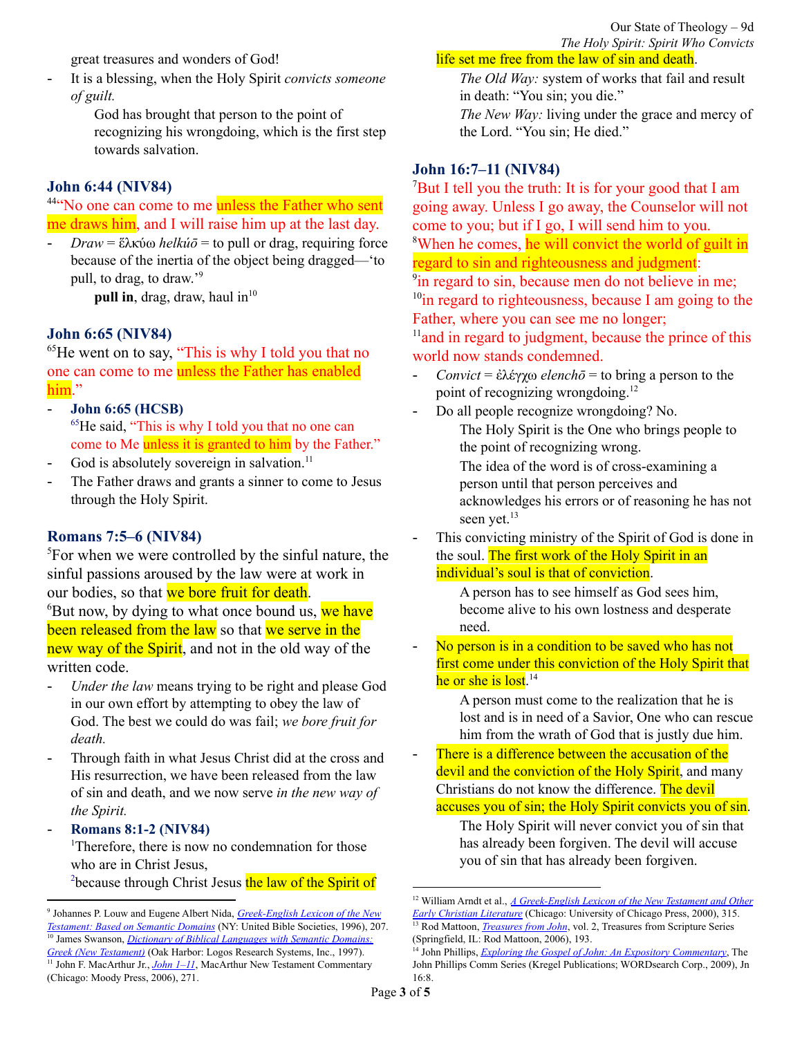great treasures and wonders of God!

- It is a blessing, when the Holy Spirit *convicts someone of guilt.*

    God has brought that person to the point of recognizing his wrongdoing, which is the first step towards salvation.

### John 6:44 (NIV84)

[44]"No one can come to me unless the Father who sent me draws him, and I will raise him up at the last day.

- *Draw* = ἕλκύω *helkúō* = to pull or drag, requiring force because of the inertia of the object being dragged—'to pull, to drag, to draw.'[9]

    **pull in**, drag, draw, haul in[10]

### John 6:65 (NIV84)

[65]He went on to say, "This is why I told you that no one can come to me unless the Father has enabled him."

- **John 6:65 (HCSB)**

    [65]He said, "This is why I told you that no one can come to Me unless it is granted to him by the Father."
- God is absolutely sovereign in salvation.[11]
- The Father draws and grants a sinner to come to Jesus through the Holy Spirit.

### Romans 7:5–6 (NIV84)

[5]For when we were controlled by the sinful nature, the sinful passions aroused by the law were at work in our bodies, so that we bore fruit for death.
[6]But now, by dying to what once bound us, we have been released from the law so that we serve in the new way of the Spirit, and not in the old way of the written code.

- *Under the law* means trying to be right and please God in our own effort by attempting to obey the law of God. The best we could do was fail; *we bore fruit for death.*
- Through faith in what Jesus Christ did at the cross and His resurrection, we have been released from the law of sin and death, and we now serve *in the new way of the Spirit.*
- **Romans 8:1-2 (NIV84)**

    [1]Therefore, there is now no condemnation for those who are in Christ Jesus,
    [2]because through Christ Jesus the law of the Spirit of life set me free from the law of sin and death.

    *The Old Way:* system of works that fail and result in death: "You sin; you die."
    *The New Way:* living under the grace and mercy of the Lord. "You sin; He died."

### John 16:7–11 (NIV84)

[7]But I tell you the truth: It is for your good that I am going away. Unless I go away, the Counselor will not come to you; but if I go, I will send him to you.
[8]When he comes, he will convict the world of guilt in regard to sin and righteousness and judgment:
[9]in regard to sin, because men do not believe in me;
[10]in regard to righteousness, because I am going to the Father, where you can see me no longer;
[11]and in regard to judgment, because the prince of this world now stands condemned.

- *Convict* = ἐλέγχω *elenchō* = to bring a person to the point of recognizing wrongdoing.[12]
- Do all people recognize wrongdoing? No.

    The Holy Spirit is the One who brings people to the point of recognizing wrong.
    The idea of the word is of cross-examining a person until that person perceives and acknowledges his errors or of reasoning he has not seen yet.[13]
- This convicting ministry of the Spirit of God is done in the soul. The first work of the Holy Spirit in an individual's soul is that of conviction.

    A person has to see himself as God sees him, become alive to his own lostness and desperate need.
- No person is in a condition to be saved who has not first come under this conviction of the Holy Spirit that he or she is lost.[14]

    A person must come to the realization that he is lost and is in need of a Savior, One who can rescue him from the wrath of God that is justly due him.
- There is a difference between the accusation of the devil and the conviction of the Holy Spirit, and many Christians do not know the difference. The devil accuses you of sin; the Holy Spirit convicts you of sin.

    The Holy Spirit will never convict you of sin that has already been forgiven. The devil will accuse you of sin that has already been forgiven.

---

[9] Johannes P. Louw and Eugene Albert Nida, *Greek-English Lexicon of the New Testament: Based on Semantic Domains* (NY: United Bible Societies, 1996), 207.
[10] James Swanson, *Dictionary of Biblical Languages with Semantic Domains: Greek (New Testament)* (Oak Harbor: Logos Research Systems, Inc., 1997).
[11] John F. MacArthur Jr., *John 1–11*, MacArthur New Testament Commentary (Chicago: Moody Press, 2006), 271.
[12] William Arndt et al., *A Greek-English Lexicon of the New Testament and Other Early Christian Literature* (Chicago: University of Chicago Press, 2000), 315.
[13] Rod Mattoon, *Treasures from John*, vol. 2, Treasures from Scripture Series (Springfield, IL: Rod Mattoon, 2006), 193.
[14] John Phillips, *Exploring the Gospel of John: An Expository Commentary*, The John Phillips Comm Series (Kregel Publications; WORDsearch Corp., 2009), Jn 16:8.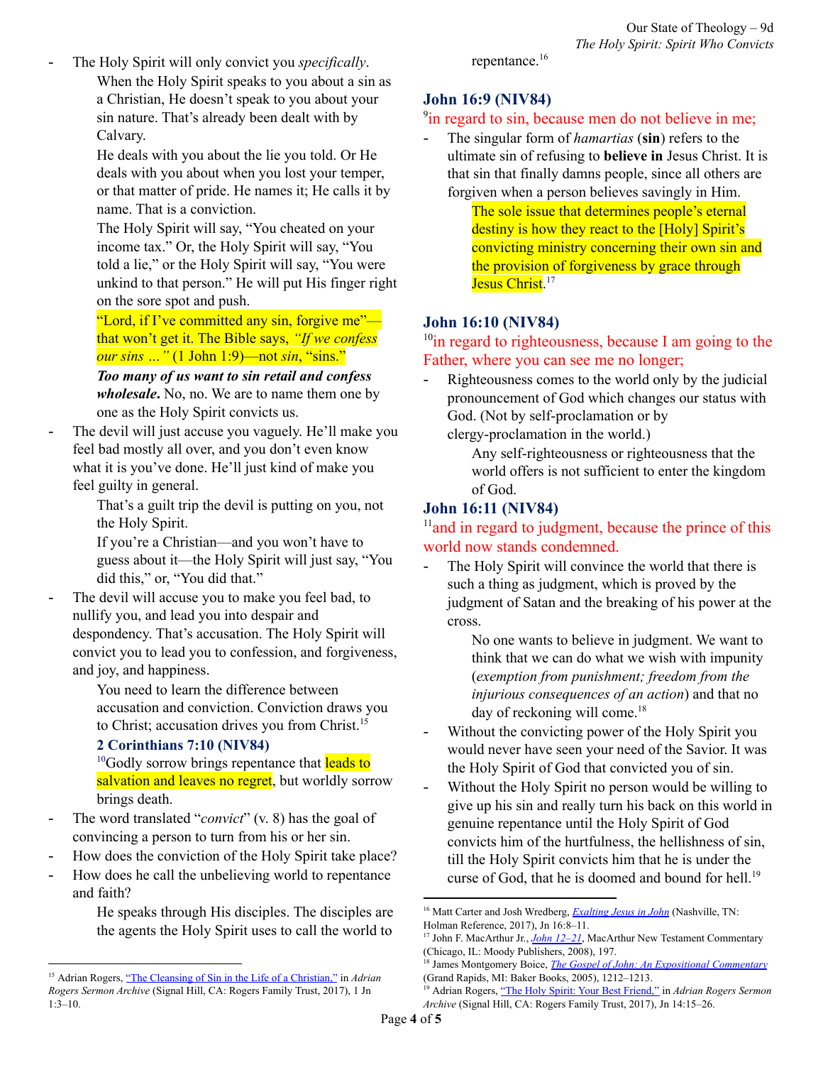- The Holy Spirit will only convict you *specifically*.

    When the Holy Spirit speaks to you about a sin as a Christian, He doesn't speak to you about your sin nature. That's already been dealt with by Calvary.

    He deals with you about the lie you told. Or He deals with you about when you lost your temper, or that matter of pride. He names it; He calls it by name. That is a conviction.

    The Holy Spirit will say, "You cheated on your income tax." Or, the Holy Spirit will say, "You told a lie," or the Holy Spirit will say, "You were unkind to that person." He will put His finger right on the sore spot and push.

    "Lord, if I've committed any sin, forgive me"—that won't get it. The Bible says, *"If we confess our sins …"* (1 John 1:9)—not *sin*, "sins."

    ***Too many of us want to sin retail and confess wholesale.*** No, no. We are to name them one by one as the Holy Spirit convicts us.

- The devil will just accuse you vaguely. He'll make you feel bad mostly all over, and you don't even know what it is you've done. He'll just kind of make you feel guilty in general.

    That's a guilt trip the devil is putting on you, not the Holy Spirit.

    If you're a Christian—and you won't have to guess about it—the Holy Spirit will just say, "You did this," or, "You did that."

- The devil will accuse you to make you feel bad, to nullify you, and lead you into despair and despondency. That's accusation. The Holy Spirit will convict you to lead you to confession, and forgiveness, and joy, and happiness.

    You need to learn the difference between accusation and conviction. Conviction draws you to Christ; accusation drives you from Christ.[15]

    **2 Corinthians 7:10 (NIV84)**

    [10]Godly sorrow brings repentance that leads to salvation and leaves no regret, but worldly sorrow brings death.

- The word translated "*convict*" (v. 8) has the goal of convincing a person to turn from his or her sin.
- How does the conviction of the Holy Spirit take place?
- How does he call the unbelieving world to repentance and faith?

    He speaks through His disciples. The disciples are the agents the Holy Spirit uses to call the world to repentance.[16]

### John 16:9 (NIV84)

[9]in regard to sin, because men do not believe in me;

- The singular form of *hamartias* (**sin**) refers to the ultimate sin of refusing to **believe in** Jesus Christ. It is that sin that finally damns people, since all others are forgiven when a person believes savingly in Him.

    The sole issue that determines people's eternal destiny is how they react to the [Holy] Spirit's convicting ministry concerning their own sin and the provision of forgiveness by grace through Jesus Christ.[17]

### John 16:10 (NIV84)

[10]in regard to righteousness, because I am going to the Father, where you can see me no longer;

- Righteousness comes to the world only by the judicial pronouncement of God which changes our status with God. (Not by self-proclamation or by clergy-proclamation in the world.)

    Any self-righteousness or righteousness that the world offers is not sufficient to enter the kingdom of God.

### John 16:11 (NIV84)

[11]and in regard to judgment, because the prince of this world now stands condemned.

- The Holy Spirit will convince the world that there is such a thing as judgment, which is proved by the judgment of Satan and the breaking of his power at the cross.

    No one wants to believe in judgment. We want to think that we can do what we wish with impunity (*exemption from punishment; freedom from the injurious consequences of an action*) and that no day of reckoning will come.[18]

- Without the convicting power of the Holy Spirit you would never have seen your need of the Savior. It was the Holy Spirit of God that convicted you of sin.
- Without the Holy Spirit no person would be willing to give up his sin and really turn his back on this world in genuine repentance until the Holy Spirit of God convicts him of the hurtfulness, the hellishness of sin, till the Holy Spirit convicts him that he is under the curse of God, that he is doomed and bound for hell.[19]

---

[15] Adrian Rogers, "The Cleansing of Sin in the Life of a Christian," in *Adrian Rogers Sermon Archive* (Signal Hill, CA: Rogers Family Trust, 2017), 1 Jn 1:3–10.

[16] Matt Carter and Josh Wredberg, *Exalting Jesus in John* (Nashville, TN: Holman Reference, 2017), Jn 16:8–11.

[17] John F. MacArthur Jr., *John 12–21*, MacArthur New Testament Commentary (Chicago, IL: Moody Publishers, 2008), 197.

[18] James Montgomery Boice, *The Gospel of John: An Expositional Commentary* (Grand Rapids, MI: Baker Books, 2005), 1212–1213.

[19] Adrian Rogers, "The Holy Spirit: Your Best Friend," in *Adrian Rogers Sermon Archive* (Signal Hill, CA: Rogers Family Trust, 2017), Jn 14:15–26.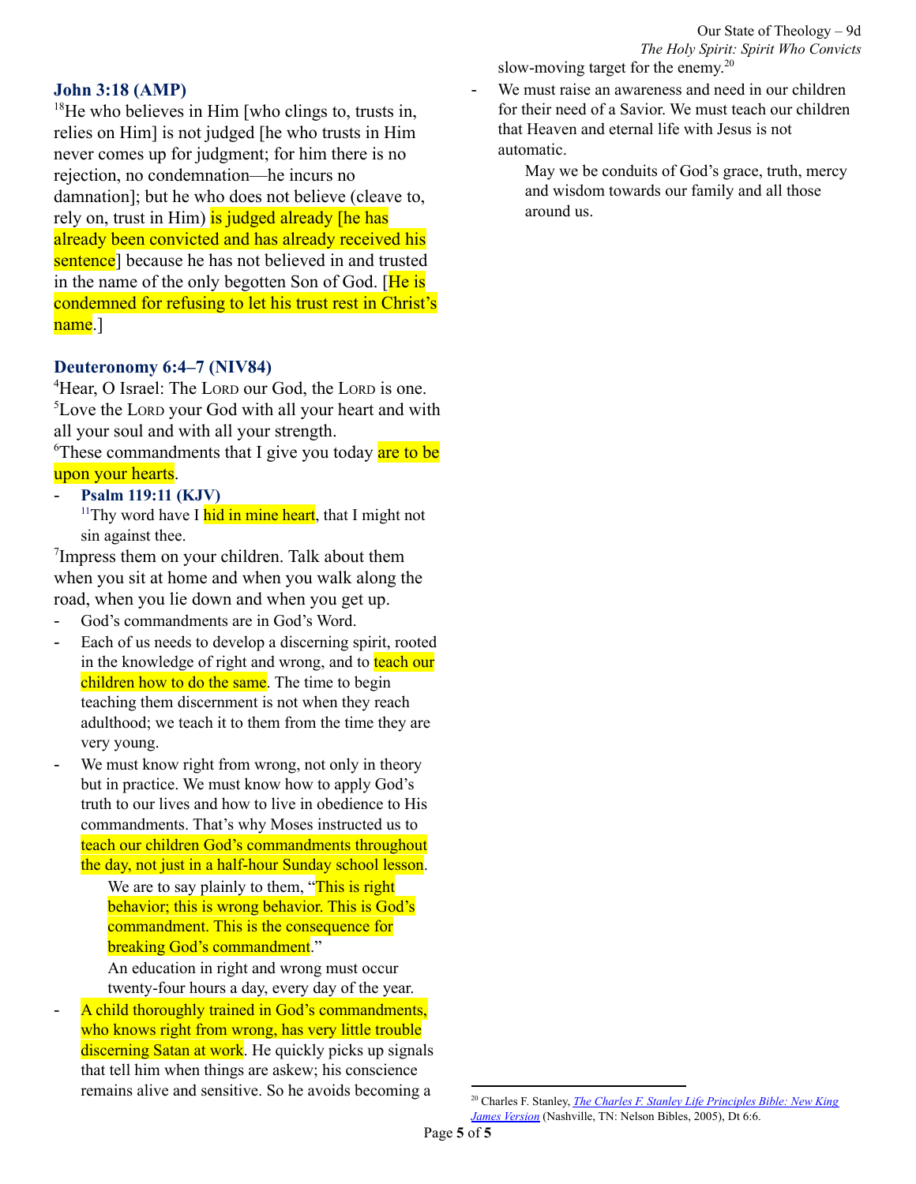### John 3:18 (AMP)

[18]He who believes in Him [who clings to, trusts in, relies on Him] is not judged [he who trusts in Him never comes up for judgment; for him there is no rejection, no condemnation—he incurs no damnation]; but he who does not believe (cleave to, rely on, trust in Him) is judged already [he has already been convicted and has already received his sentence] because he has not believed in and trusted in the name of the only begotten Son of God. [He is condemned for refusing to let his trust rest in Christ's name.]

### Deuteronomy 6:4–7 (NIV84)

[4]Hear, O Israel: The LORD our God, the LORD is one.
[5]Love the LORD your God with all your heart and with all your soul and with all your strength.
[6]These commandments that I give you today are to be upon your hearts.

- **Psalm 119:11 (KJV)**
  [11]Thy word have I hid in mine heart, that I might not sin against thee.

[7]Impress them on your children. Talk about them when you sit at home and when you walk along the road, when you lie down and when you get up.

- God's commandments are in God's Word.
- Each of us needs to develop a discerning spirit, rooted in the knowledge of right and wrong, and to teach our children how to do the same. The time to begin teaching them discernment is not when they reach adulthood; we teach it to them from the time they are very young.
- We must know right from wrong, not only in theory but in practice. We must know how to apply God's truth to our lives and how to live in obedience to His commandments. That's why Moses instructed us to teach our children God's commandments throughout the day, not just in a half-hour Sunday school lesson.
  We are to say plainly to them, "This is right behavior; this is wrong behavior. This is God's commandment. This is the consequence for breaking God's commandment."
  An education in right and wrong must occur twenty-four hours a day, every day of the year.
- A child thoroughly trained in God's commandments, who knows right from wrong, has very little trouble discerning Satan at work. He quickly picks up signals that tell him when things are askew; his conscience remains alive and sensitive. So he avoids becoming a slow-moving target for the enemy.[20]
- We must raise an awareness and need in our children for their need of a Savior. We must teach our children that Heaven and eternal life with Jesus is not automatic.
  May we be conduits of God's grace, truth, mercy and wisdom towards our family and all those around us.

---

[20] Charles F. Stanley, *The Charles F. Stanley Life Principles Bible: New King James Version* (Nashville, TN: Nelson Bibles, 2005), Dt 6:6.